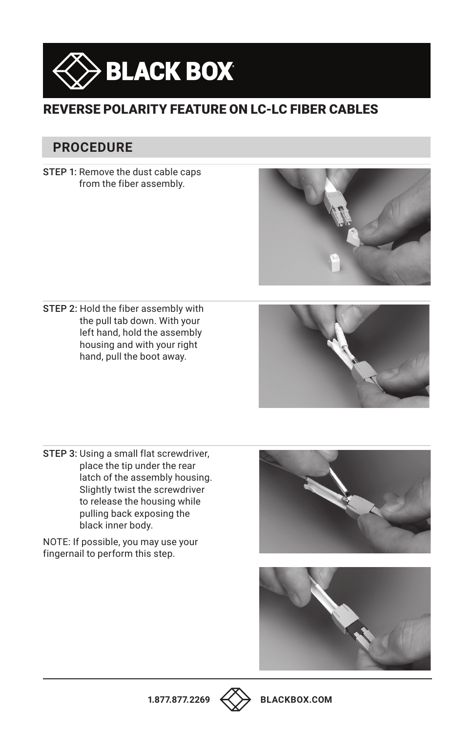# REVERSE POLARITY FEATURE ON LC-LC FIBER CABLES

## PROCEDURE

**STEP 1:** Remove the dust cable caps from the fiber assembly.

**STEP 2:** Hold the fiber assembly with the pull tab down. With your left hand, hold the assembly housing and with your right hand, pull the boot away.

**STEP 3:** Using a small flat screwdriver, place the tip under the rear latch of the assembly housing. Slightly twist the screwdriver to release the housing while pulling back exposing the black inner body.

NOTE: If possible, you may use your fingernail to perform this step.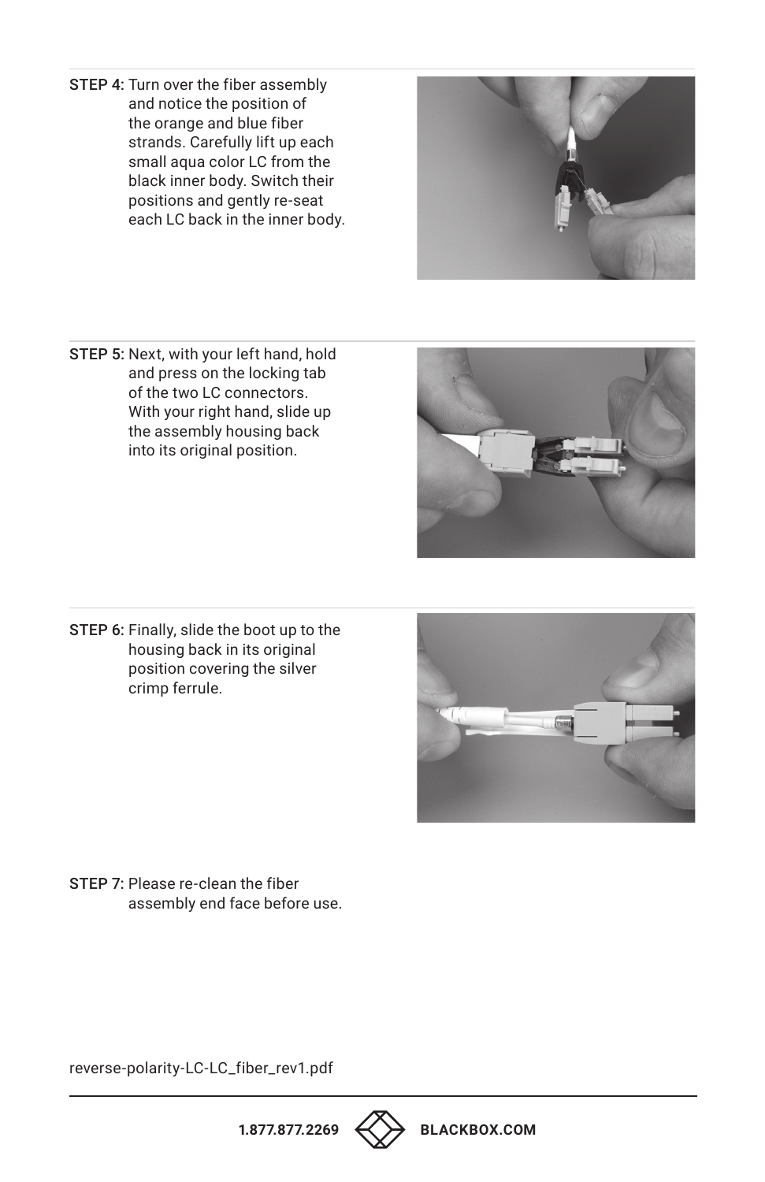**STEP 4:** Turn over the fiber assembly and notice the position of the orange and blue fiber strands. Carefully lift up each small aqua color LC from the black inner body. Switch their positions and gently re-seat each LC back in the inner body.

**STEP 5:** Next, with your left hand, hold and press on the locking tab of the two LC connectors. With your right hand, slide up the assembly housing back into its original position.

**STEP 6:** Finally, slide the boot up to the housing back in its original position covering the silver crimp ferrule.

**STEP 7:** Please re-clean the fiber assembly end face before use.

reverse-polarity-LC-LC_fiber_rev1.pdf

**1.877.877.2269** **BLACKBOX.COM**